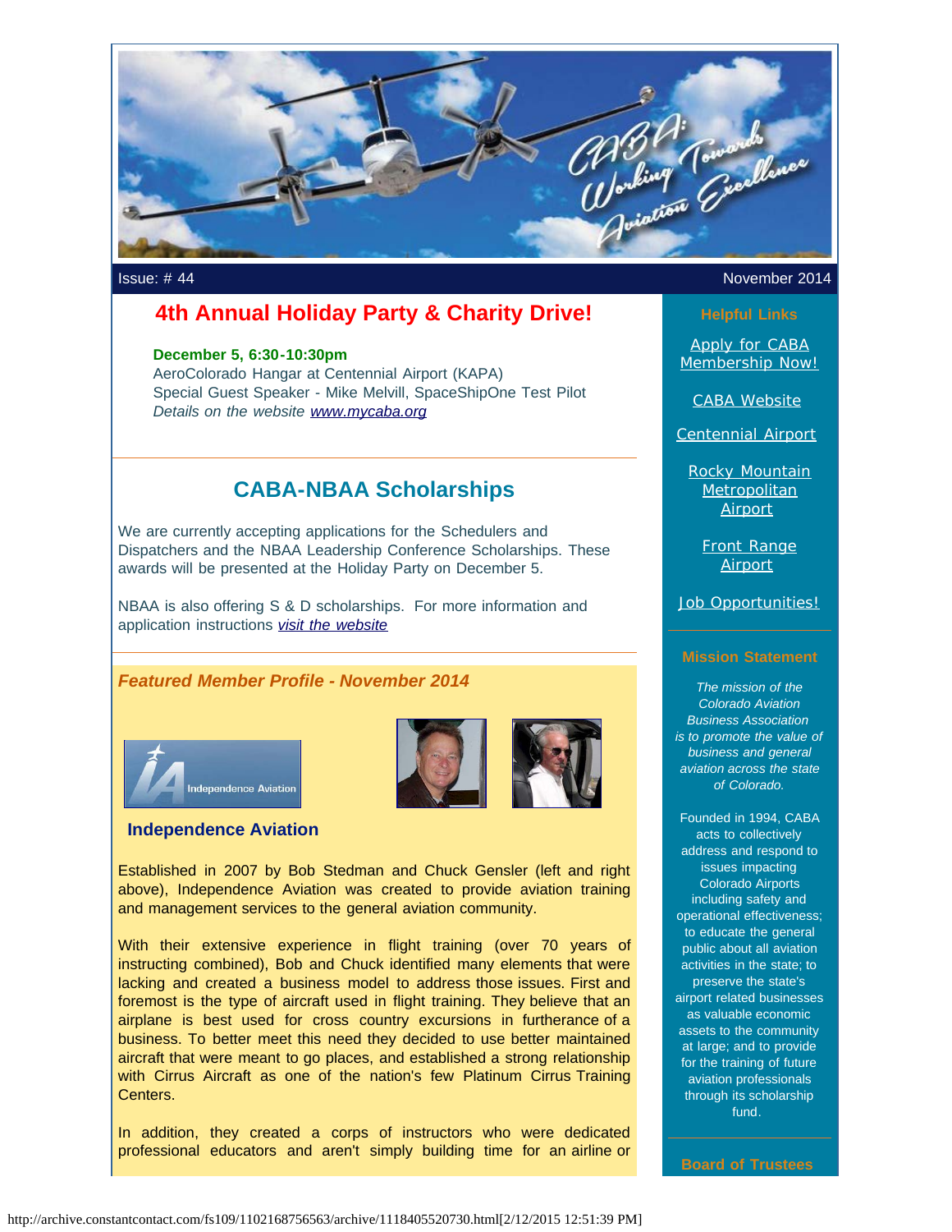Issue: # 44

November 2014

# 4th Annual Holiday Party & Charity Drive!

**December 5, 6:30-10:30pm**
AeroColorado Hangar at Centennial Airport (KAPA)
Special Guest Speaker - Mike Melvill, SpaceShipOne Test Pilot
*Details on the website www.mycaba.org*

## CABA-NBAA Scholarships

We are currently accepting applications for the Schedulers and Dispatchers and the NBAA Leadership Conference Scholarships. These awards will be presented at the Holiday Party on December 5.

NBAA is also offering S & D scholarships. For more information and application instructions *visit the website*

### *Featured Member Profile - November 2014*

### Independence Aviation

Established in 2007 by Bob Stedman and Chuck Gensler (left and right above), Independence Aviation was created to provide aviation training and management services to the general aviation community.

With their extensive experience in flight training (over 70 years of instructing combined), Bob and Chuck identified many elements that were lacking and created a business model to address those issues. First and foremost is the type of aircraft used in flight training. They believe that an airplane is best used for cross country excursions in furtherance of a business. To better meet this need they decided to use better maintained aircraft that were meant to go places, and established a strong relationship with Cirrus Aircraft as one of the nation's few Platinum Cirrus Training Centers.

In addition, they created a corps of instructors who were dedicated professional educators and aren't simply building time for an airline or

**Helpful Links**

Apply for CABA Membership Now!

CABA Website

Centennial Airport

Rocky Mountain Metropolitan Airport

Front Range Airport

Job Opportunities!

**Mission Statement**

*The mission of the Colorado Aviation Business Association is to promote the value of business and general aviation across the state of Colorado.*

Founded in 1994, CABA acts to collectively address and respond to issues impacting Colorado Airports including safety and operational effectiveness; to educate the general public about all aviation activities in the state; to preserve the state's airport related businesses as valuable economic assets to the community at large; and to provide for the training of future aviation professionals through its scholarship fund.

**Board of Trustees**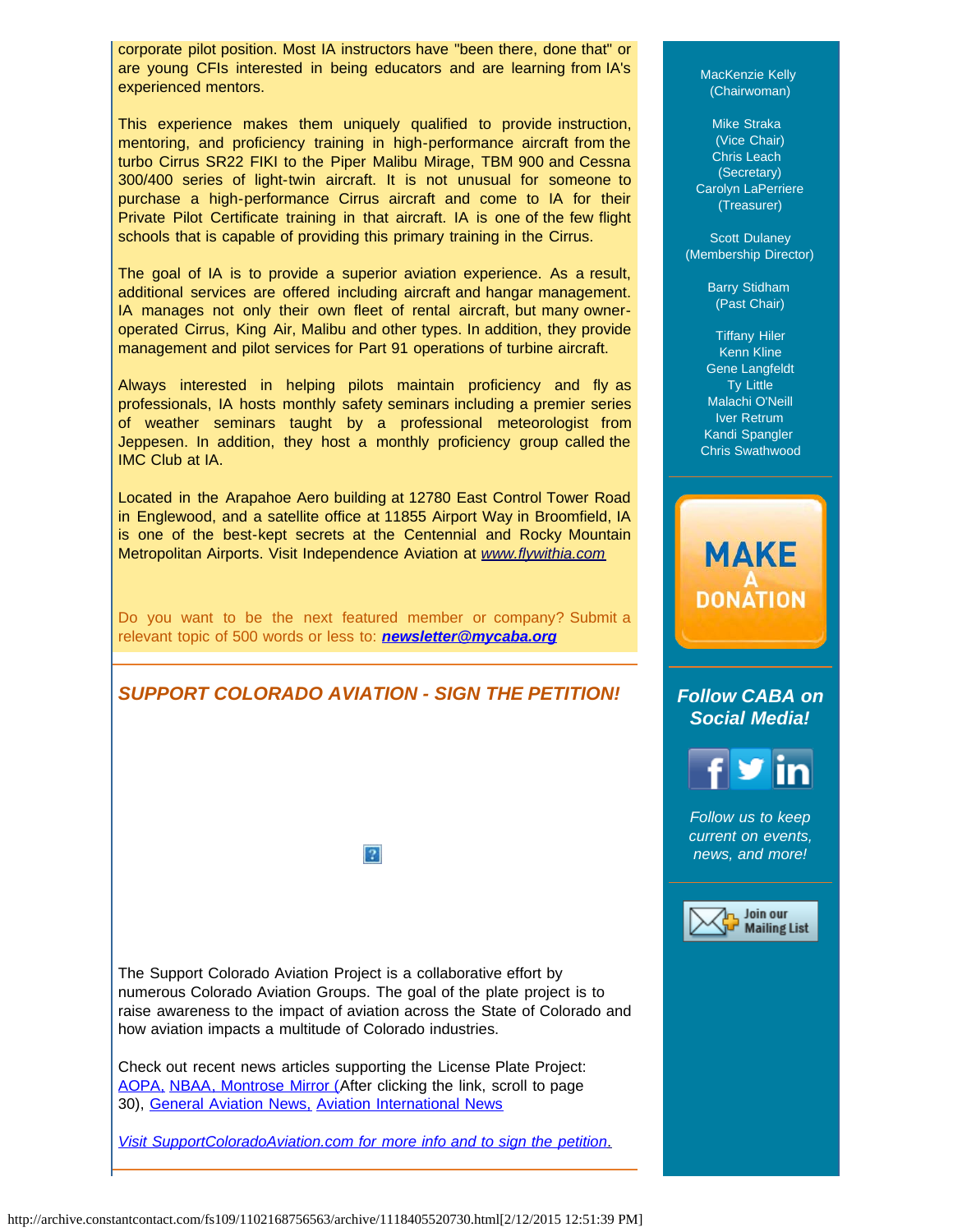corporate pilot position. Most IA instructors have "been there, done that" or are young CFIs interested in being educators and are learning from IA's experienced mentors.

This experience makes them uniquely qualified to provide instruction, mentoring, and proficiency training in high-performance aircraft from the turbo Cirrus SR22 FIKI to the Piper Malibu Mirage, TBM 900 and Cessna 300/400 series of light-twin aircraft. It is not unusual for someone to purchase a high-performance Cirrus aircraft and come to IA for their Private Pilot Certificate training in that aircraft. IA is one of the few flight schools that is capable of providing this primary training in the Cirrus.

The goal of IA is to provide a superior aviation experience. As a result, additional services are offered including aircraft and hangar management. IA manages not only their own fleet of rental aircraft, but many owner-operated Cirrus, King Air, Malibu and other types. In addition, they provide management and pilot services for Part 91 operations of turbine aircraft.

Always interested in helping pilots maintain proficiency and fly as professionals, IA hosts monthly safety seminars including a premier series of weather seminars taught by a professional meteorologist from Jeppesen. In addition, they host a monthly proficiency group called the IMC Club at IA.

Located in the Arapahoe Aero building at 12780 East Control Tower Road in Englewood, and a satellite office at 11855 Airport Way in Broomfield, IA is one of the best-kept secrets at the Centennial and Rocky Mountain Metropolitan Airports. Visit Independence Aviation at *www.flywithia.com*

Do you want to be the next featured member or company? Submit a relevant topic of 500 words or less to: ***newsletter@mycaba.org***

## *SUPPORT COLORADO AVIATION - SIGN THE PETITION!*

The Support Colorado Aviation Project is a collaborative effort by numerous Colorado Aviation Groups. The goal of the plate project is to raise awareness to the impact of aviation across the State of Colorado and how aviation impacts a multitude of Colorado industries.

Check out recent news articles supporting the License Plate Project: AOPA, NBAA, Montrose Mirror (After clicking the link, scroll to page 30), General Aviation News, Aviation International News

*Visit SupportColoradoAviation.com for more info and to sign the petition.*

MacKenzie Kelly
(Chairwoman)

Mike Straka
(Vice Chair)
Chris Leach
(Secretary)
Carolyn LaPerriere
(Treasurer)

Scott Dulaney
(Membership Director)

Barry Stidham
(Past Chair)

Tiffany Hiler
Kenn Kline
Gene Langfeldt
Ty Little
Malachi O'Neill
Iver Retrum
Kandi Spangler
Chris Swathwood

MAKE A DONATION

### *Follow CABA on Social Media!*

*Follow us to keep current on events, news, and more!*

Join our Mailing List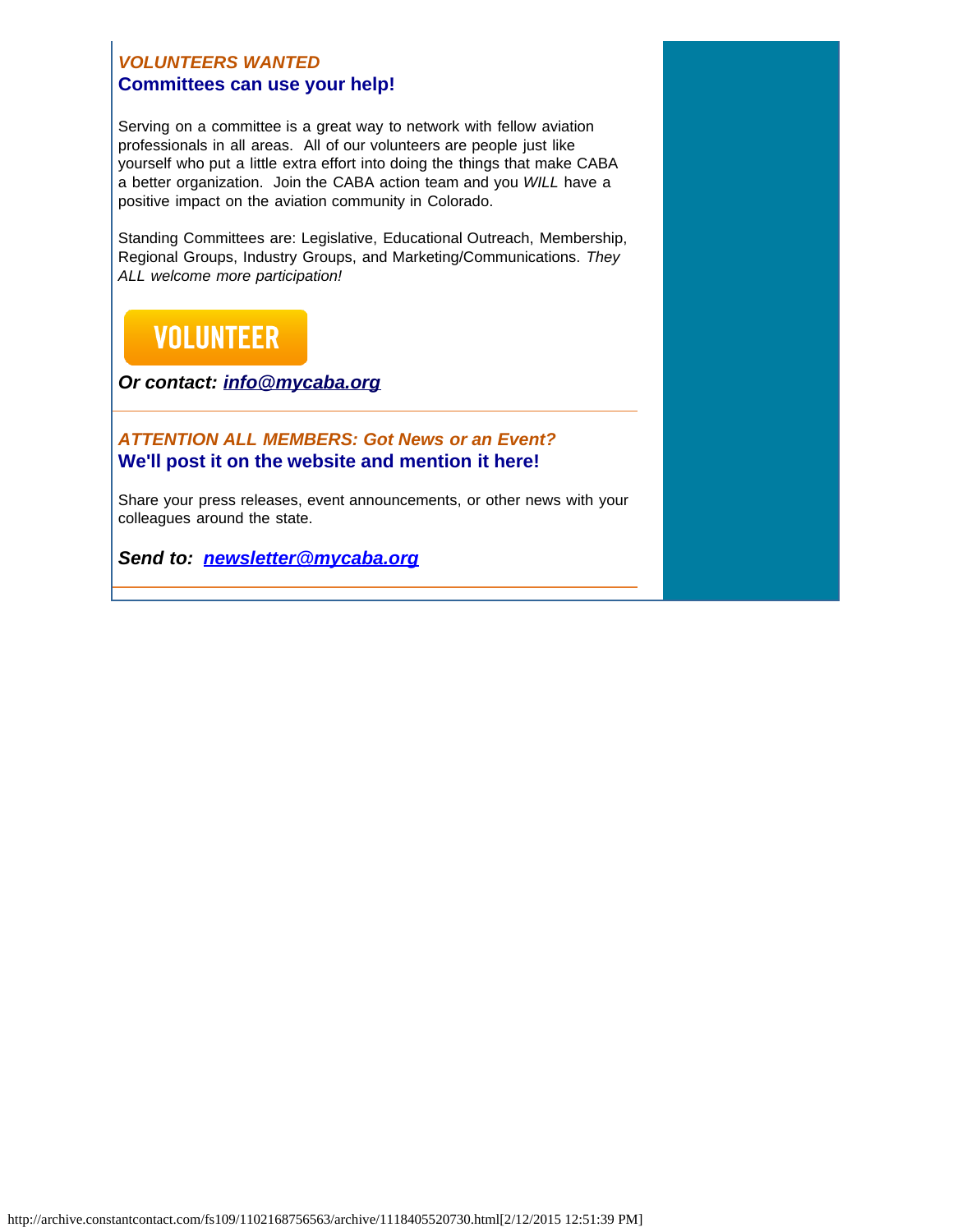### *VOLUNTEERS WANTED*
### Committees can use your help!

Serving on a committee is a great way to network with fellow aviation professionals in all areas. All of our volunteers are people just like yourself who put a little extra effort into doing the things that make CABA a better organization. Join the CABA action team and you *WILL* have a positive impact on the aviation community in Colorado.

Standing Committees are: Legislative, Educational Outreach, Membership, Regional Groups, Industry Groups, and Marketing/Communications. *They ALL welcome more participation!*

VOLUNTEER

***Or contact: info@mycaba.org***

---

### *ATTENTION ALL MEMBERS: Got News or an Event?*
### We'll post it on the website and mention it here!

Share your press releases, event announcements, or other news with your colleagues around the state.

***Send to: newsletter@mycaba.org***

---